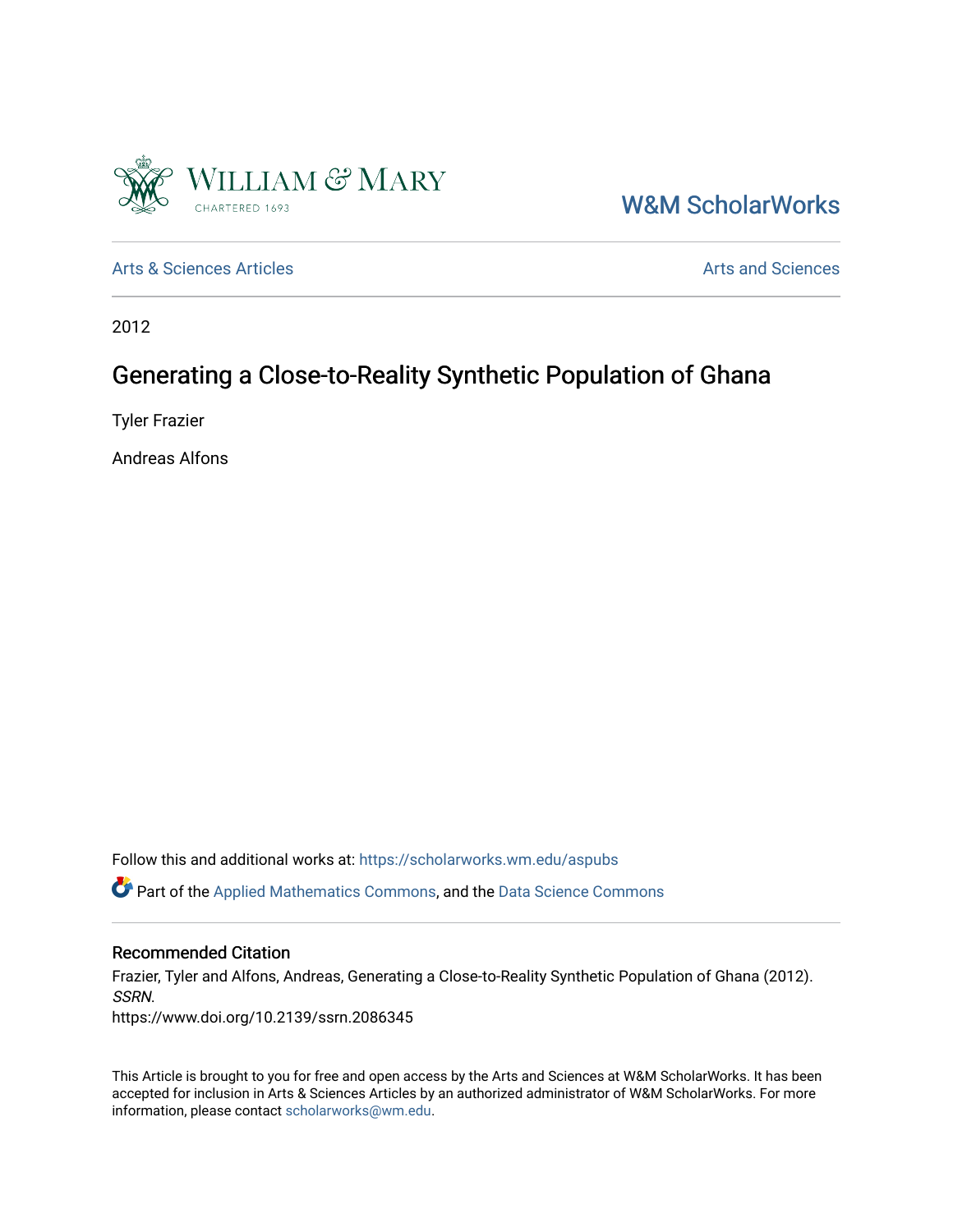William & Mary

CHARTERED 1693

W&M ScholarWorks

Arts & Sciences Articles

Arts and Sciences

2012

# Generating a Close-to-Reality Synthetic Population of Ghana

Tyler Frazier

Andreas Alfons

Follow this and additional works at: https://scholarworks.wm.edu/aspubs

Part of the Applied Mathematics Commons, and the Data Science Commons

## Recommended Citation

Frazier, Tyler and Alfons, Andreas, Generating a Close-to-Reality Synthetic Population of Ghana (2012). *SSRN*.
https://www.doi.org/10.2139/ssrn.2086345

This Article is brought to you for free and open access by the Arts and Sciences at W&M ScholarWorks. It has been accepted for inclusion in Arts & Sciences Articles by an authorized administrator of W&M ScholarWorks. For more information, please contact scholarworks@wm.edu.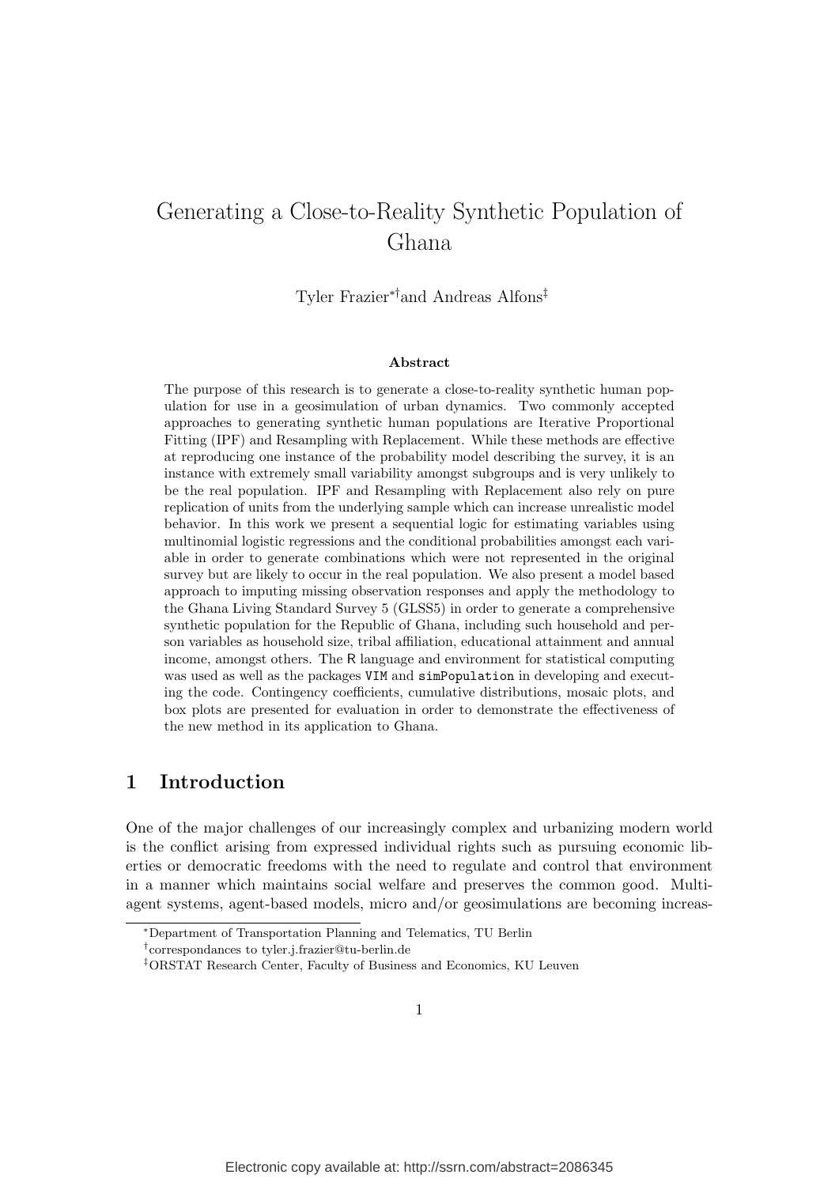# Generating a Close-to-Reality Synthetic Population of Ghana

Tyler Frazier[*†] and Andreas Alfons[‡]

**Abstract**

The purpose of this research is to generate a close-to-reality synthetic human population for use in a geosimulation of urban dynamics. Two commonly accepted approaches to generating synthetic human populations are Iterative Proportional Fitting (IPF) and Resampling with Replacement. While these methods are effective at reproducing one instance of the probability model describing the survey, it is an instance with extremely small variability amongst subgroups and is very unlikely to be the real population. IPF and Resampling with Replacement also rely on pure replication of units from the underlying sample which can increase unrealistic model behavior. In this work we present a sequential logic for estimating variables using multinomial logistic regressions and the conditional probabilities amongst each variable in order to generate combinations which were not represented in the original survey but are likely to occur in the real population. We also present a model based approach to imputing missing observation responses and apply the methodology to the Ghana Living Standard Survey 5 (GLSS5) in order to generate a comprehensive synthetic population for the Republic of Ghana, including such household and person variables as household size, tribal affiliation, educational attainment and annual income, amongst others. The R language and environment for statistical computing was used as well as the packages VIM and simPopulation in developing and executing the code. Contingency coefficients, cumulative distributions, mosaic plots, and box plots are presented for evaluation in order to demonstrate the effectiveness of the new method in its application to Ghana.

## 1 Introduction

One of the major challenges of our increasingly complex and urbanizing modern world is the conflict arising from expressed individual rights such as pursuing economic liberties or democratic freedoms with the need to regulate and control that environment in a manner which maintains social welfare and preserves the common good. Multi-agent systems, agent-based models, micro and/or geosimulations are becoming increas-

[*]Department of Transportation Planning and Telematics, TU Berlin

[†]correspondances to tyler.j.frazier@tu-berlin.de

[‡]ORSTAT Research Center, Faculty of Business and Economics, KU Leuven

Electronic copy available at: http://ssrn.com/abstract=2086345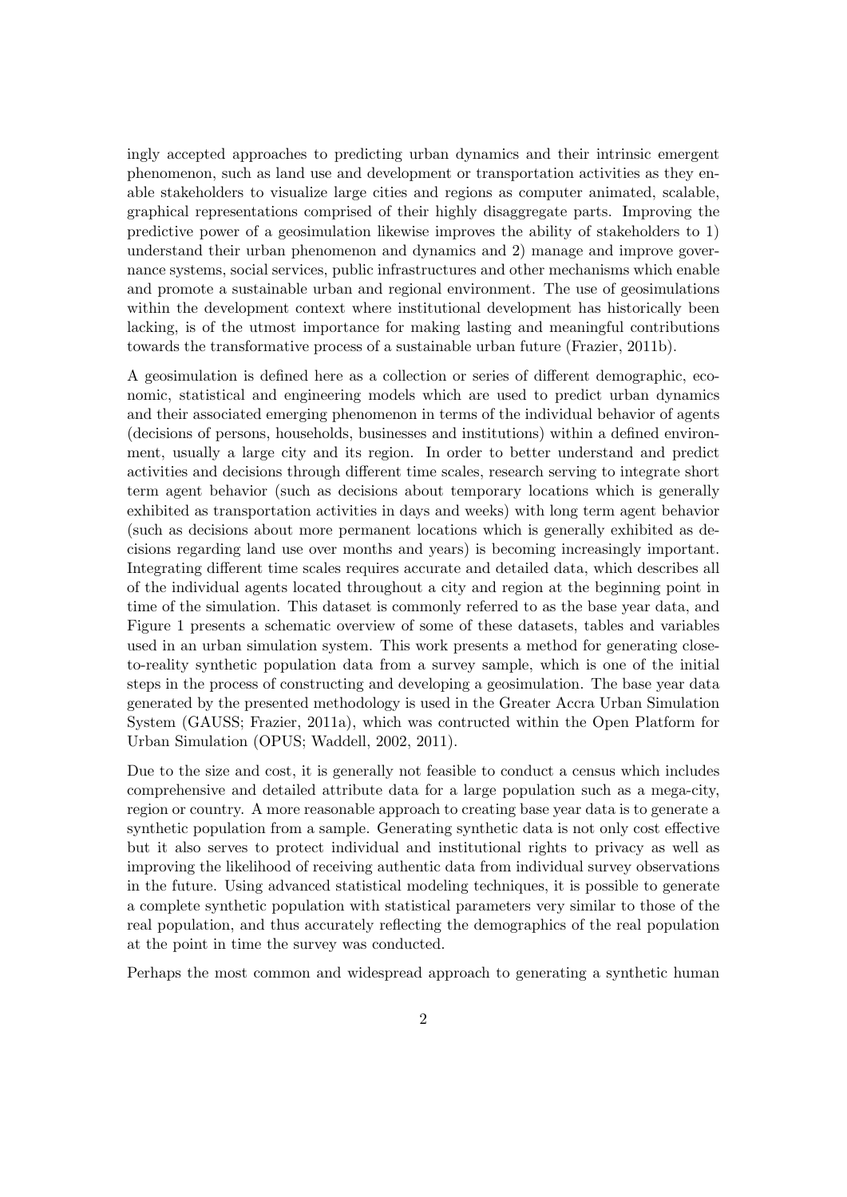ingly accepted approaches to predicting urban dynamics and their intrinsic emergent phenomenon, such as land use and development or transportation activities as they enable stakeholders to visualize large cities and regions as computer animated, scalable, graphical representations comprised of their highly disaggregate parts. Improving the predictive power of a geosimulation likewise improves the ability of stakeholders to 1) understand their urban phenomenon and dynamics and 2) manage and improve governance systems, social services, public infrastructures and other mechanisms which enable and promote a sustainable urban and regional environment. The use of geosimulations within the development context where institutional development has historically been lacking, is of the utmost importance for making lasting and meaningful contributions towards the transformative process of a sustainable urban future (Frazier, 2011b).

A geosimulation is defined here as a collection or series of different demographic, economic, statistical and engineering models which are used to predict urban dynamics and their associated emerging phenomenon in terms of the individual behavior of agents (decisions of persons, households, businesses and institutions) within a defined environment, usually a large city and its region. In order to better understand and predict activities and decisions through different time scales, research serving to integrate short term agent behavior (such as decisions about temporary locations which is generally exhibited as transportation activities in days and weeks) with long term agent behavior (such as decisions about more permanent locations which is generally exhibited as decisions regarding land use over months and years) is becoming increasingly important. Integrating different time scales requires accurate and detailed data, which describes all of the individual agents located throughout a city and region at the beginning point in time of the simulation. This dataset is commonly referred to as the base year data, and Figure 1 presents a schematic overview of some of these datasets, tables and variables used in an urban simulation system. This work presents a method for generating close-to-reality synthetic population data from a survey sample, which is one of the initial steps in the process of constructing and developing a geosimulation. The base year data generated by the presented methodology is used in the Greater Accra Urban Simulation System (GAUSS; Frazier, 2011a), which was contructed within the Open Platform for Urban Simulation (OPUS; Waddell, 2002, 2011).

Due to the size and cost, it is generally not feasible to conduct a census which includes comprehensive and detailed attribute data for a large population such as a mega-city, region or country. A more reasonable approach to creating base year data is to generate a synthetic population from a sample. Generating synthetic data is not only cost effective but it also serves to protect individual and institutional rights to privacy as well as improving the likelihood of receiving authentic data from individual survey observations in the future. Using advanced statistical modeling techniques, it is possible to generate a complete synthetic population with statistical parameters very similar to those of the real population, and thus accurately reflecting the demographics of the real population at the point in time the survey was conducted.

Perhaps the most common and widespread approach to generating a synthetic human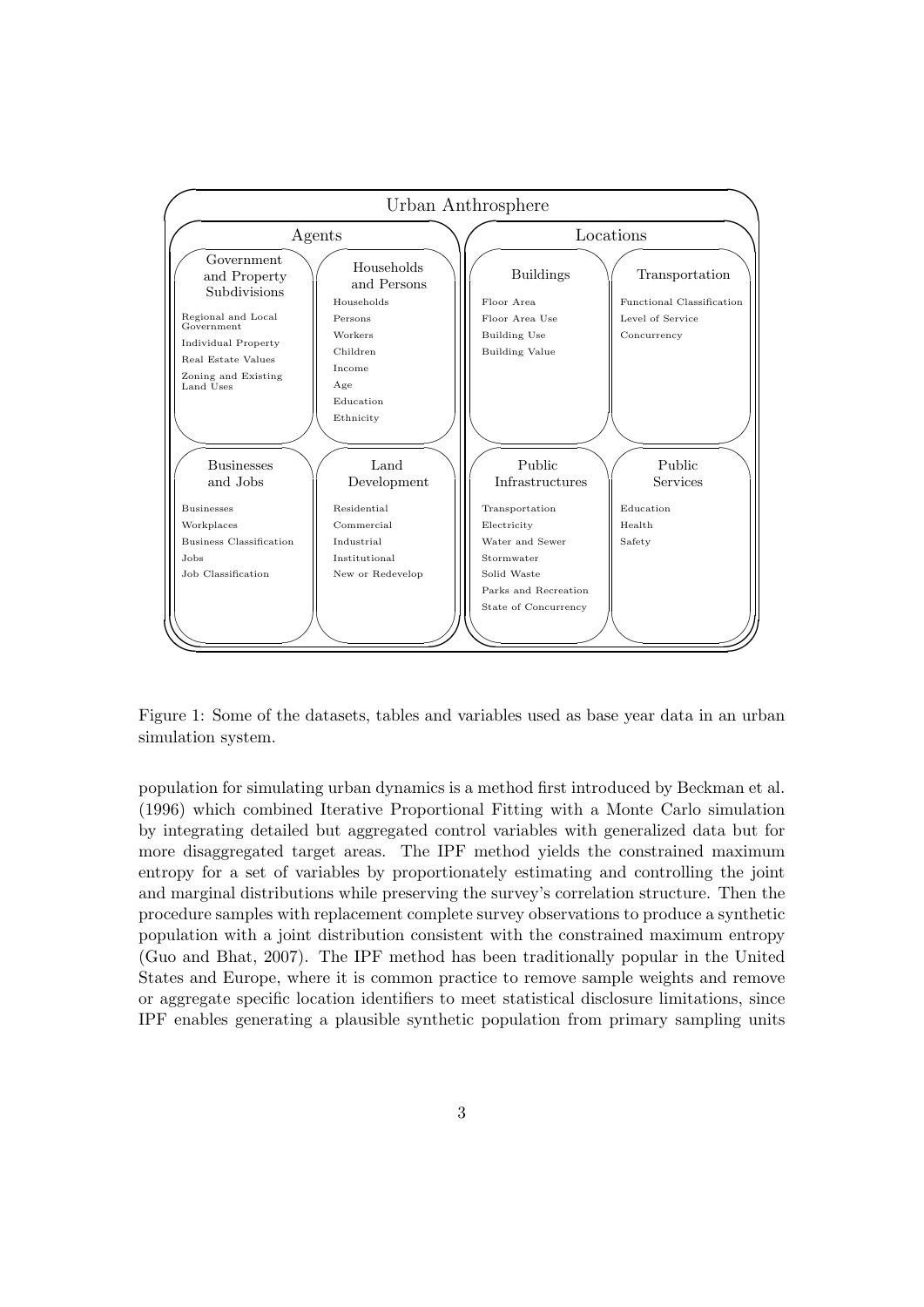Urban Anthrosphere

Agents

Government and Property Subdivisions
- Regional and Local Government
- Individual Property
- Real Estate Values
- Zoning and Existing Land Uses

Households and Persons
- Households
- Persons
- Workers
- Children
- Income
- Age
- Education
- Ethnicity

Businesses and Jobs
- Businesses
- Workplaces
- Business Classification
- Jobs
- Job Classification

Land Development
- Residential
- Commercial
- Industrial
- Institutional
- New or Redevelop

Locations

Buildings
- Floor Area
- Floor Area Use
- Building Use
- Building Value

Transportation
- Functional Classification
- Level of Service
- Concurrency

Public Infrastructures
- Transportation
- Electricity
- Water and Sewer
- Stormwater
- Solid Waste
- Parks and Recreation
- State of Concurrency

Public Services
- Education
- Health
- Safety

Figure 1: Some of the datasets, tables and variables used as base year data in an urban simulation system.

population for simulating urban dynamics is a method first introduced by Beckman et al. (1996) which combined Iterative Proportional Fitting with a Monte Carlo simulation by integrating detailed but aggregated control variables with generalized data but for more disaggregated target areas. The IPF method yields the constrained maximum entropy for a set of variables by proportionately estimating and controlling the joint and marginal distributions while preserving the survey's correlation structure. Then the procedure samples with replacement complete survey observations to produce a synthetic population with a joint distribution consistent with the constrained maximum entropy (Guo and Bhat, 2007). The IPF method has been traditionally popular in the United States and Europe, where it is common practice to remove sample weights and remove or aggregate specific location identifiers to meet statistical disclosure limitations, since IPF enables generating a plausible synthetic population from primary sampling units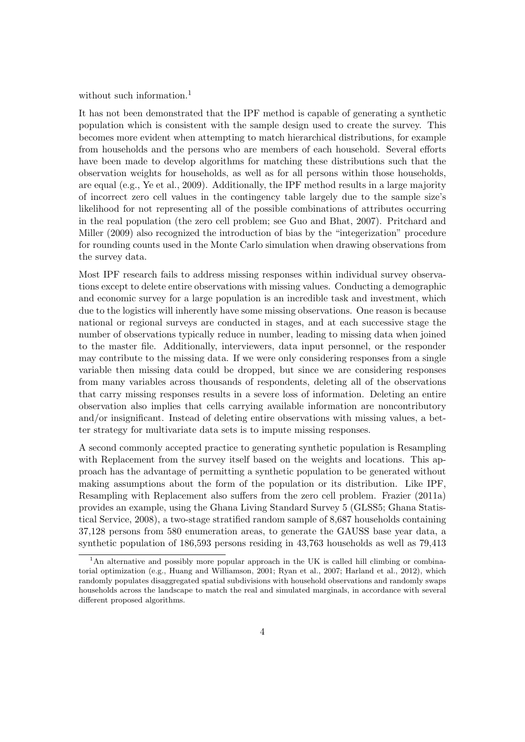without such information.[1]

It has not been demonstrated that the IPF method is capable of generating a synthetic population which is consistent with the sample design used to create the survey. This becomes more evident when attempting to match hierarchical distributions, for example from households and the persons who are members of each household. Several efforts have been made to develop algorithms for matching these distributions such that the observation weights for households, as well as for all persons within those households, are equal (e.g., Ye et al., 2009). Additionally, the IPF method results in a large majority of incorrect zero cell values in the contingency table largely due to the sample size's likelihood for not representing all of the possible combinations of attributes occurring in the real population (the zero cell problem; see Guo and Bhat, 2007). Pritchard and Miller (2009) also recognized the introduction of bias by the "integerization" procedure for rounding counts used in the Monte Carlo simulation when drawing observations from the survey data.

Most IPF research fails to address missing responses within individual survey observations except to delete entire observations with missing values. Conducting a demographic and economic survey for a large population is an incredible task and investment, which due to the logistics will inherently have some missing observations. One reason is because national or regional surveys are conducted in stages, and at each successive stage the number of observations typically reduce in number, leading to missing data when joined to the master file. Additionally, interviewers, data input personnel, or the responder may contribute to the missing data. If we were only considering responses from a single variable then missing data could be dropped, but since we are considering responses from many variables across thousands of respondents, deleting all of the observations that carry missing responses results in a severe loss of information. Deleting an entire observation also implies that cells carrying available information are noncontributory and/or insignificant. Instead of deleting entire observations with missing values, a better strategy for multivariate data sets is to impute missing responses.

A second commonly accepted practice to generating synthetic population is Resampling with Replacement from the survey itself based on the weights and locations. This approach has the advantage of permitting a synthetic population to be generated without making assumptions about the form of the population or its distribution. Like IPF, Resampling with Replacement also suffers from the zero cell problem. Frazier (2011a) provides an example, using the Ghana Living Standard Survey 5 (GLSS5; Ghana Statistical Service, 2008), a two-stage stratified random sample of 8,687 households containing 37,128 persons from 580 enumeration areas, to generate the GAUSS base year data, a synthetic population of 186,593 persons residing in 43,763 households as well as 79,413

[1] An alternative and possibly more popular approach in the UK is called hill climbing or combinatorial optimization (e.g., Huang and Williamson, 2001; Ryan et al., 2007; Harland et al., 2012), which randomly populates disaggregated spatial subdivisions with household observations and randomly swaps households across the landscape to match the real and simulated marginals, in accordance with several different proposed algorithms.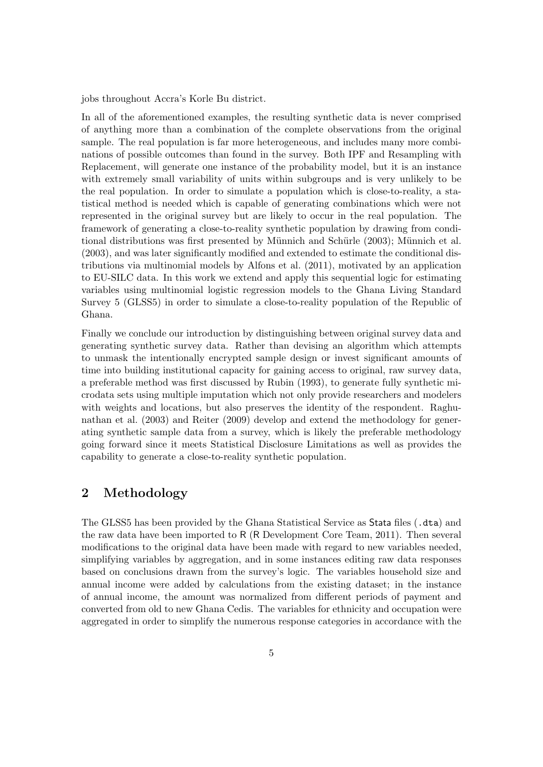jobs throughout Accra's Korle Bu district.

In all of the aforementioned examples, the resulting synthetic data is never comprised of anything more than a combination of the complete observations from the original sample. The real population is far more heterogeneous, and includes many more combinations of possible outcomes than found in the survey. Both IPF and Resampling with Replacement, will generate one instance of the probability model, but it is an instance with extremely small variability of units within subgroups and is very unlikely to be the real population. In order to simulate a population which is close-to-reality, a statistical method is needed which is capable of generating combinations which were not represented in the original survey but are likely to occur in the real population. The framework of generating a close-to-reality synthetic population by drawing from conditional distributions was first presented by Münnich and Schürle (2003); Münnich et al. (2003), and was later significantly modified and extended to estimate the conditional distributions via multinomial models by Alfons et al. (2011), motivated by an application to EU-SILC data. In this work we extend and apply this sequential logic for estimating variables using multinomial logistic regression models to the Ghana Living Standard Survey 5 (GLSS5) in order to simulate a close-to-reality population of the Republic of Ghana.

Finally we conclude our introduction by distinguishing between original survey data and generating synthetic survey data. Rather than devising an algorithm which attempts to unmask the intentionally encrypted sample design or invest significant amounts of time into building institutional capacity for gaining access to original, raw survey data, a preferable method was first discussed by Rubin (1993), to generate fully synthetic microdata sets using multiple imputation which not only provide researchers and modelers with weights and locations, but also preserves the identity of the respondent. Raghunathan et al. (2003) and Reiter (2009) develop and extend the methodology for generating synthetic sample data from a survey, which is likely the preferable methodology going forward since it meets Statistical Disclosure Limitations as well as provides the capability to generate a close-to-reality synthetic population.

## 2 Methodology

The GLSS5 has been provided by the Ghana Statistical Service as Stata files (`.dta`) and the raw data have been imported to R (R Development Core Team, 2011). Then several modifications to the original data have been made with regard to new variables needed, simplifying variables by aggregation, and in some instances editing raw data responses based on conclusions drawn from the survey's logic. The variables household size and annual income were added by calculations from the existing dataset; in the instance of annual income, the amount was normalized from different periods of payment and converted from old to new Ghana Cedis. The variables for ethnicity and occupation were aggregated in order to simplify the numerous response categories in accordance with the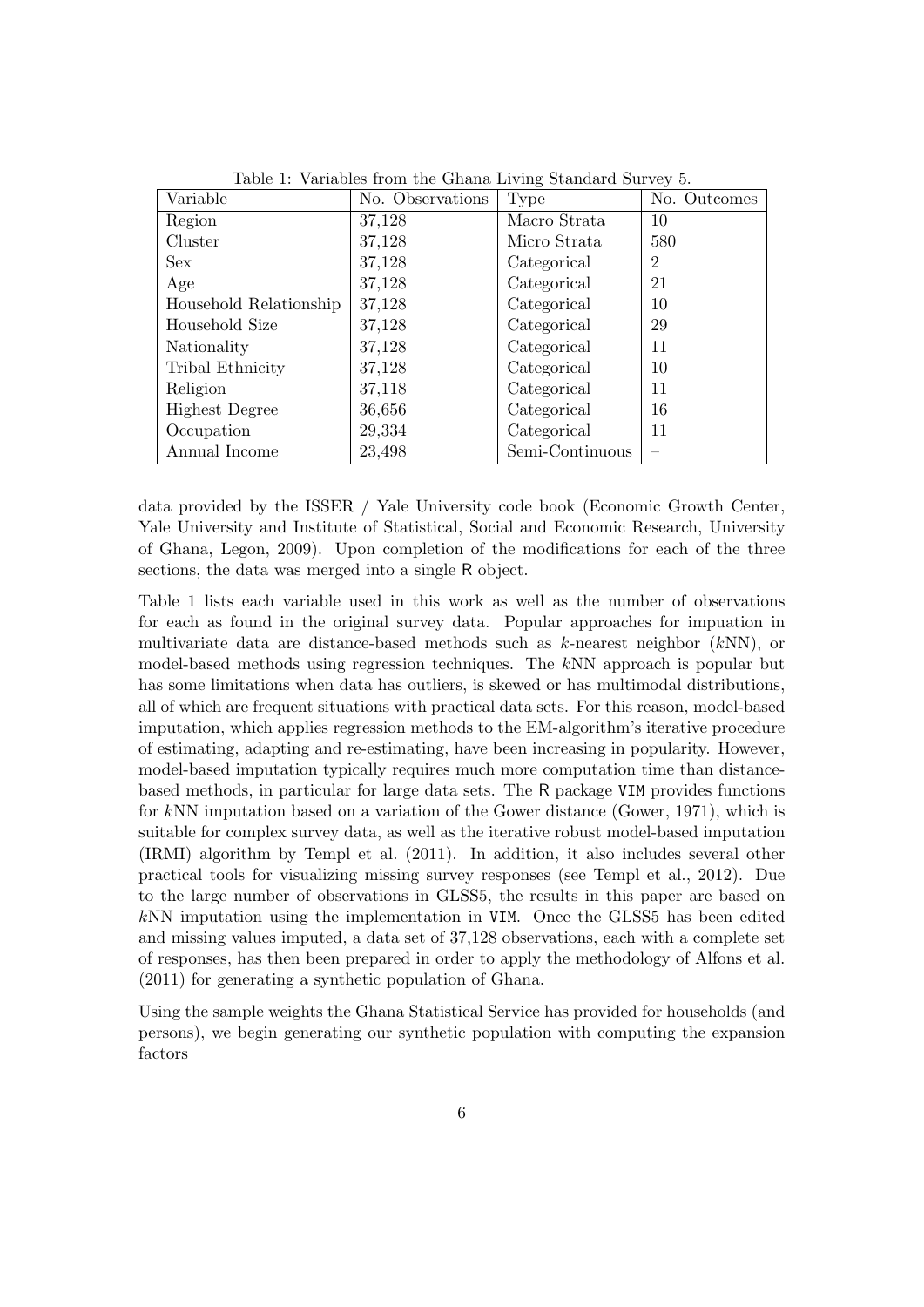Table 1: Variables from the Ghana Living Standard Survey 5.

| Variable | No. Observations | Type | No. Outcomes |
|---|---|---|---|
| Region | 37,128 | Macro Strata | 10 |
| Cluster | 37,128 | Micro Strata | 580 |
| Sex | 37,128 | Categorical | 2 |
| Age | 37,128 | Categorical | 21 |
| Household Relationship | 37,128 | Categorical | 10 |
| Household Size | 37,128 | Categorical | 29 |
| Nationality | 37,128 | Categorical | 11 |
| Tribal Ethnicity | 37,128 | Categorical | 10 |
| Religion | 37,118 | Categorical | 11 |
| Highest Degree | 36,656 | Categorical | 16 |
| Occupation | 29,334 | Categorical | 11 |
| Annual Income | 23,498 | Semi-Continuous | – |

data provided by the ISSER / Yale University code book (Economic Growth Center, Yale University and Institute of Statistical, Social and Economic Research, University of Ghana, Legon, 2009). Upon completion of the modifications for each of the three sections, the data was merged into a single R object.

Table 1 lists each variable used in this work as well as the number of observations for each as found in the original survey data. Popular approaches for impuation in multivariate data are distance-based methods such as $k$-nearest neighbor ($k$NN), or model-based methods using regression techniques. The $k$NN approach is popular but has some limitations when data has outliers, is skewed or has multimodal distributions, all of which are frequent situations with practical data sets. For this reason, model-based imputation, which applies regression methods to the EM-algorithm's iterative procedure of estimating, adapting and re-estimating, have been increasing in popularity. However, model-based imputation typically requires much more computation time than distance-based methods, in particular for large data sets. The R package VIM provides functions for $k$NN imputation based on a variation of the Gower distance (Gower, 1971), which is suitable for complex survey data, as well as the iterative robust model-based imputation (IRMI) algorithm by Templ et al. (2011). In addition, it also includes several other practical tools for visualizing missing survey responses (see Templ et al., 2012). Due to the large number of observations in GLSS5, the results in this paper are based on $k$NN imputation using the implementation in VIM. Once the GLSS5 has been edited and missing values imputed, a data set of 37,128 observations, each with a complete set of responses, has then been prepared in order to apply the methodology of Alfons et al. (2011) for generating a synthetic population of Ghana.

Using the sample weights the Ghana Statistical Service has provided for households (and persons), we begin generating our synthetic population with computing the expansion factors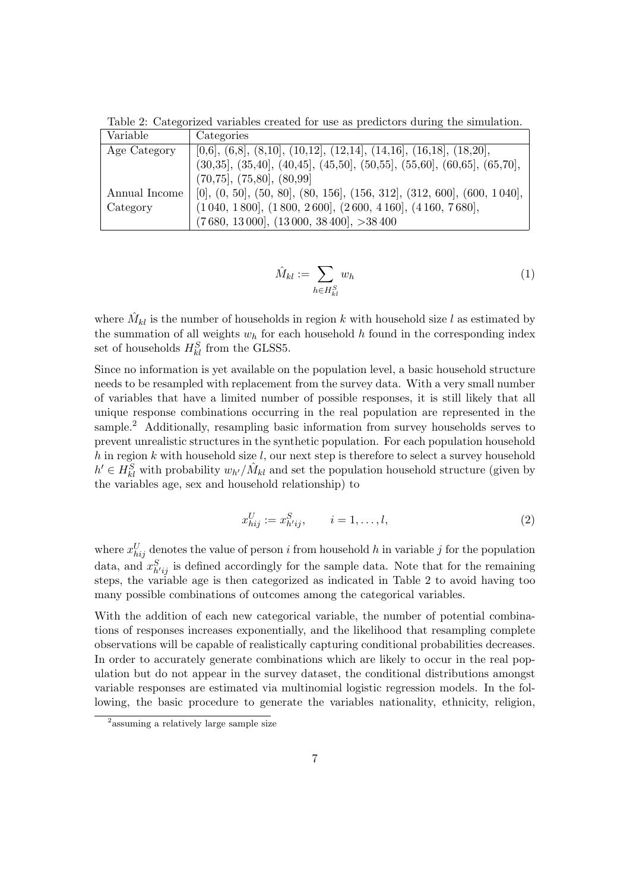Table 2: Categorized variables created for use as predictors during the simulation.

| Variable | Categories |
| --- | --- |
| Age Category | [0,6], (6,8], (8,10], (10,12], (12,14], (14,16], (16,18], (18,20], (30,35], (35,40], (40,45], (45,50], (50,55], (55,60], (60,65], (65,70], (70,75], (75,80], (80,99] |
| Annual Income Category | [0], (0, 50], (50, 80], (80, 156], (156, 312], (312, 600], (600, 1 040], (1 040, 1 800], (1 800, 2 600], (2 600, 4 160], (4 160, 7 680], (7 680, 13 000], (13 000, 38 400], >38 400 |

$$\hat{M}_{kl} := \sum_{h \in H_{kl}^S} w_h \tag{1}$$

where $\hat{M}_{kl}$ is the number of households in region $k$ with household size $l$ as estimated by the summation of all weights $w_h$ for each household $h$ found in the corresponding index set of households $H_{kl}^S$ from the GLSS5.

Since no information is yet available on the population level, a basic household structure needs to be resampled with replacement from the survey data. With a very small number of variables that have a limited number of possible responses, it is still likely that all unique response combinations occurring in the real population are represented in the sample.[2] Additionally, resampling basic information from survey households serves to prevent unrealistic structures in the synthetic population. For each population household $h$ in region $k$ with household size $l$, our next step is therefore to select a survey household $h' \in H_{kl}^S$ with probability $w_{h'}/\hat{M}_{kl}$ and set the population household structure (given by the variables age, sex and household relationship) to

$$x_{hij}^U := x_{h'ij}^S, \qquad i = 1, \ldots, l, \tag{2}$$

where $x_{hij}^U$ denotes the value of person $i$ from household $h$ in variable $j$ for the population data, and $x_{h'ij}^S$ is defined accordingly for the sample data. Note that for the remaining steps, the variable age is then categorized as indicated in Table 2 to avoid having too many possible combinations of outcomes among the categorical variables.

With the addition of each new categorical variable, the number of potential combinations of responses increases exponentially, and the likelihood that resampling complete observations will be capable of realistically capturing conditional probabilities decreases. In order to accurately generate combinations which are likely to occur in the real population but do not appear in the survey dataset, the conditional distributions amongst variable responses are estimated via multinomial logistic regression models. In the following, the basic procedure to generate the variables nationality, ethnicity, religion,

[2] assuming a relatively large sample size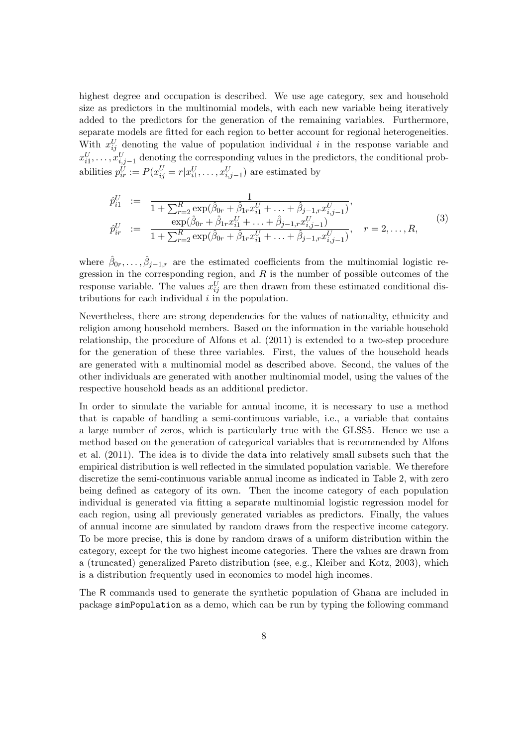highest degree and occupation is described. We use age category, sex and household size as predictors in the multinomial models, with each new variable being iteratively added to the predictors for the generation of the remaining variables. Furthermore, separate models are fitted for each region to better account for regional heterogeneities. With $x_{ij}^U$ denoting the value of population individual $i$ in the response variable and $x_{i1}^U, \ldots, x_{i,j-1}^U$ denoting the corresponding values in the predictors, the conditional probabilities $p_{ir}^U := P(x_{ij}^U = r | x_{i1}^U, \ldots, x_{i,j-1}^U)$ are estimated by

$$
\begin{aligned}
\hat{p}_{i1}^U &:= \frac{1}{1 + \sum_{r=2}^{R} \exp(\hat{\beta}_{0r} + \hat{\beta}_{1r} x_{i1}^U + \ldots + \hat{\beta}_{j-1,r} x_{i,j-1}^U)}, \\
\hat{p}_{ir}^U &:= \frac{\exp(\hat{\beta}_{0r} + \hat{\beta}_{1r} x_{i1}^U + \ldots + \hat{\beta}_{j-1,r} x_{i,j-1}^U)}{1 + \sum_{r=2}^{R} \exp(\hat{\beta}_{0r} + \hat{\beta}_{1r} x_{i1}^U + \ldots + \hat{\beta}_{j-1,r} x_{i,j-1}^U)}, \quad r = 2, \ldots, R,
\end{aligned}
\tag{3}
$$

where $\hat{\beta}_{0r}, \ldots, \hat{\beta}_{j-1,r}$ are the estimated coefficients from the multinomial logistic regression in the corresponding region, and $R$ is the number of possible outcomes of the response variable. The values $x_{ij}^U$ are then drawn from these estimated conditional distributions for each individual $i$ in the population.

Nevertheless, there are strong dependencies for the values of nationality, ethnicity and religion among household members. Based on the information in the variable household relationship, the procedure of Alfons et al. (2011) is extended to a two-step procedure for the generation of these three variables. First, the values of the household heads are generated with a multinomial model as described above. Second, the values of the other individuals are generated with another multinomial model, using the values of the respective household heads as an additional predictor.

In order to simulate the variable for annual income, it is necessary to use a method that is capable of handling a semi-continuous variable, i.e., a variable that contains a large number of zeros, which is particularly true with the GLSS5. Hence we use a method based on the generation of categorical variables that is recommended by Alfons et al. (2011). The idea is to divide the data into relatively small subsets such that the empirical distribution is well reflected in the simulated population variable. We therefore discretize the semi-continuous variable annual income as indicated in Table 2, with zero being defined as category of its own. Then the income category of each population individual is generated via fitting a separate multinomial logistic regression model for each region, using all previously generated variables as predictors. Finally, the values of annual income are simulated by random draws from the respective income category. To be more precise, this is done by random draws of a uniform distribution within the category, except for the two highest income categories. There the values are drawn from a (truncated) generalized Pareto distribution (see, e.g., Kleiber and Kotz, 2003), which is a distribution frequently used in economics to model high incomes.

The R commands used to generate the synthetic population of Ghana are included in package `simPopulation` as a demo, which can be run by typing the following command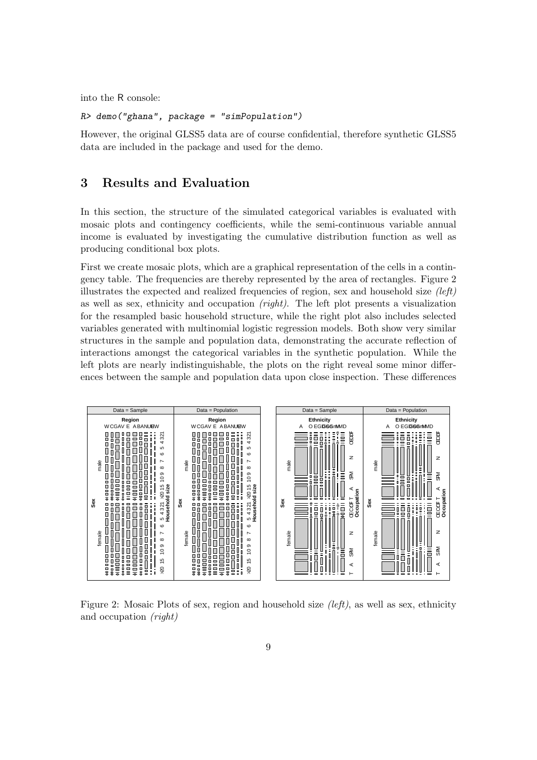into the R console:

```
R> demo("ghana", package = "simPopulation")
```

However, the original GLSS5 data are of course confidential, therefore synthetic GLSS5 data are included in the package and used for the demo.

# 3 Results and Evaluation

In this section, the structure of the simulated categorical variables is evaluated with mosaic plots and contingency coefficients, while the semi-continuous variable annual income is evaluated by investigating the cumulative distribution function as well as producing conditional box plots.

First we create mosaic plots, which are a graphical representation of the cells in a contingency table. The frequencies are thereby represented by the area of rectangles. Figure 2 illustrates the expected and realized frequencies of region, sex and household size *(left)* as well as sex, ethnicity and occupation *(right)*. The left plot presents a visualization for the resampled basic household structure, while the right plot also includes selected variables generated with multinomial logistic regression models. Both show very similar structures in the sample and population data, demonstrating the accurate reflection of interactions amongst the categorical variables in the synthetic population. While the left plots are nearly indistinguishable, the plots on the right reveal some minor differences between the sample and population data upon close inspection. These differences

Figure 2: Mosaic Plots of sex, region and household size *(left)*, as well as sex, ethnicity and occupation *(right)*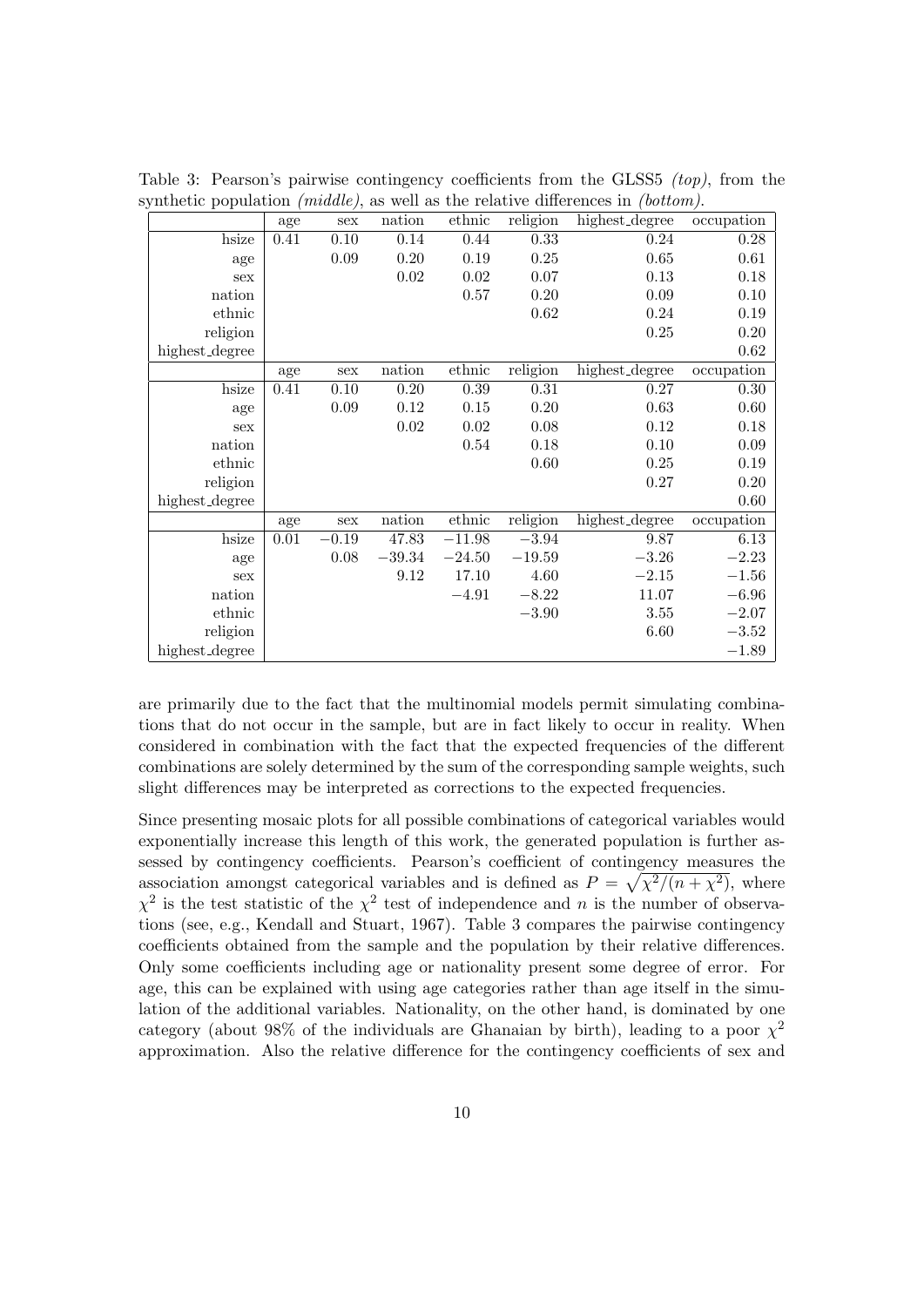Table 3: Pearson's pairwise contingency coefficients from the GLSS5 *(top)*, from the synthetic population *(middle)*, as well as the relative differences in *(bottom)*.

| | age | sex | nation | ethnic | religion | highest_degree | occupation |
|---|---|---|---|---|---|---|---|
| hsize | 0.41 | 0.10 | 0.14 | 0.44 | 0.33 | 0.24 | 0.28 |
| age | | 0.09 | 0.20 | 0.19 | 0.25 | 0.65 | 0.61 |
| sex | | | 0.02 | 0.02 | 0.07 | 0.13 | 0.18 |
| nation | | | | 0.57 | 0.20 | 0.09 | 0.10 |
| ethnic | | | | | 0.62 | 0.24 | 0.19 |
| religion | | | | | | 0.25 | 0.20 |
| highest_degree | | | | | | | 0.62 |
| | age | sex | nation | ethnic | religion | highest_degree | occupation |
| hsize | 0.41 | 0.10 | 0.20 | 0.39 | 0.31 | 0.27 | 0.30 |
| age | | 0.09 | 0.12 | 0.15 | 0.20 | 0.63 | 0.60 |
| sex | | | 0.02 | 0.02 | 0.08 | 0.12 | 0.18 |
| nation | | | | 0.54 | 0.18 | 0.10 | 0.09 |
| ethnic | | | | | 0.60 | 0.25 | 0.19 |
| religion | | | | | | 0.27 | 0.20 |
| highest_degree | | | | | | | 0.60 |
| | age | sex | nation | ethnic | religion | highest_degree | occupation |
| hsize | 0.01 | −0.19 | 47.83 | −11.98 | −3.94 | 9.87 | 6.13 |
| age | | 0.08 | −39.34 | −24.50 | −19.59 | −3.26 | −2.23 |
| sex | | | 9.12 | 17.10 | 4.60 | −2.15 | −1.56 |
| nation | | | | −4.91 | −8.22 | 11.07 | −6.96 |
| ethnic | | | | | −3.90 | 3.55 | −2.07 |
| religion | | | | | | 6.60 | −3.52 |
| highest_degree | | | | | | | −1.89 |

are primarily due to the fact that the multinomial models permit simulating combinations that do not occur in the sample, but are in fact likely to occur in reality. When considered in combination with the fact that the expected frequencies of the different combinations are solely determined by the sum of the corresponding sample weights, such slight differences may be interpreted as corrections to the expected frequencies.

Since presenting mosaic plots for all possible combinations of categorical variables would exponentially increase this length of this work, the generated population is further assessed by contingency coefficients. Pearson's coefficient of contingency measures the association amongst categorical variables and is defined as $P = \sqrt{\chi^2/(n + \chi^2)}$, where $\chi^2$ is the test statistic of the $\chi^2$ test of independence and $n$ is the number of observations (see, e.g., Kendall and Stuart, 1967). Table 3 compares the pairwise contingency coefficients obtained from the sample and the population by their relative differences. Only some coefficients including age or nationality present some degree of error. For age, this can be explained with using age categories rather than age itself in the simulation of the additional variables. Nationality, on the other hand, is dominated by one category (about 98% of the individuals are Ghanaian by birth), leading to a poor $\chi^2$ approximation. Also the relative difference for the contingency coefficients of sex and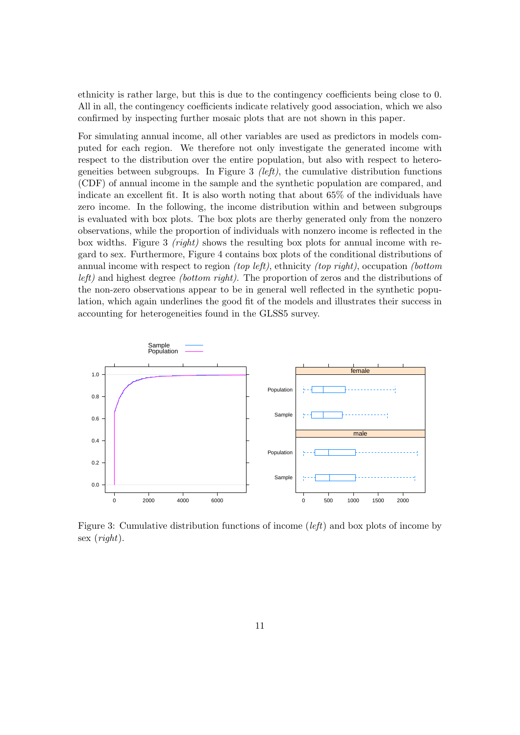ethnicity is rather large, but this is due to the contingency coefficients being close to 0. All in all, the contingency coefficients indicate relatively good association, which we also confirmed by inspecting further mosaic plots that are not shown in this paper.

For simulating annual income, all other variables are used as predictors in models computed for each region. We therefore not only investigate the generated income with respect to the distribution over the entire population, but also with respect to heterogeneities between subgroups. In Figure 3 *(left)*, the cumulative distribution functions (CDF) of annual income in the sample and the synthetic population are compared, and indicate an excellent fit. It is also worth noting that about 65% of the individuals have zero income. In the following, the income distribution within and between subgroups is evaluated with box plots. The box plots are therby generated only from the nonzero observations, while the proportion of individuals with nonzero income is reflected in the box widths. Figure 3 *(right)* shows the resulting box plots for annual income with regard to sex. Furthermore, Figure 4 contains box plots of the conditional distributions of annual income with respect to region *(top left)*, ethnicity *(top right)*, occupation *(bottom left)* and highest degree *(bottom right)*. The proportion of zeros and the distributions of the non-zero observations appear to be in general well reflected in the synthetic population, which again underlines the good fit of the models and illustrates their success in accounting for heterogeneities found in the GLSS5 survey.

Figure 3: Cumulative distribution functions of income (*left*) and box plots of income by sex (*right*).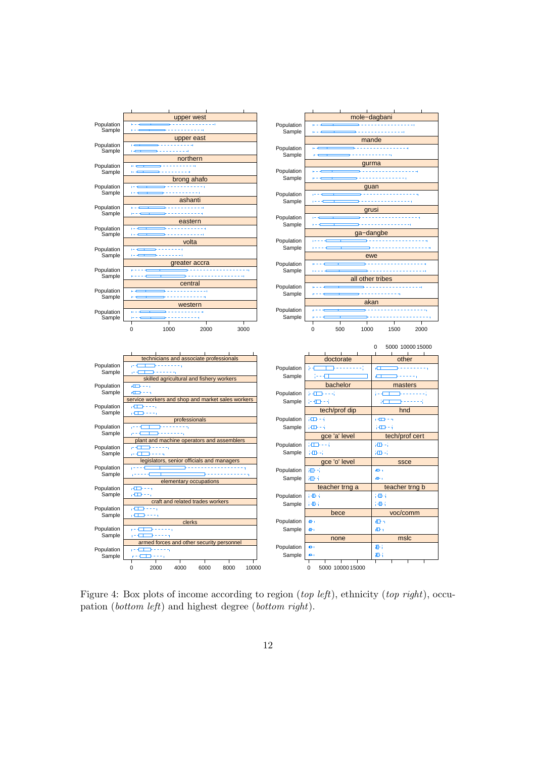Figure 4: Box plots of income according to region (*top left*), ethnicity (*top right*), occupation (*bottom left*) and highest degree (*bottom right*).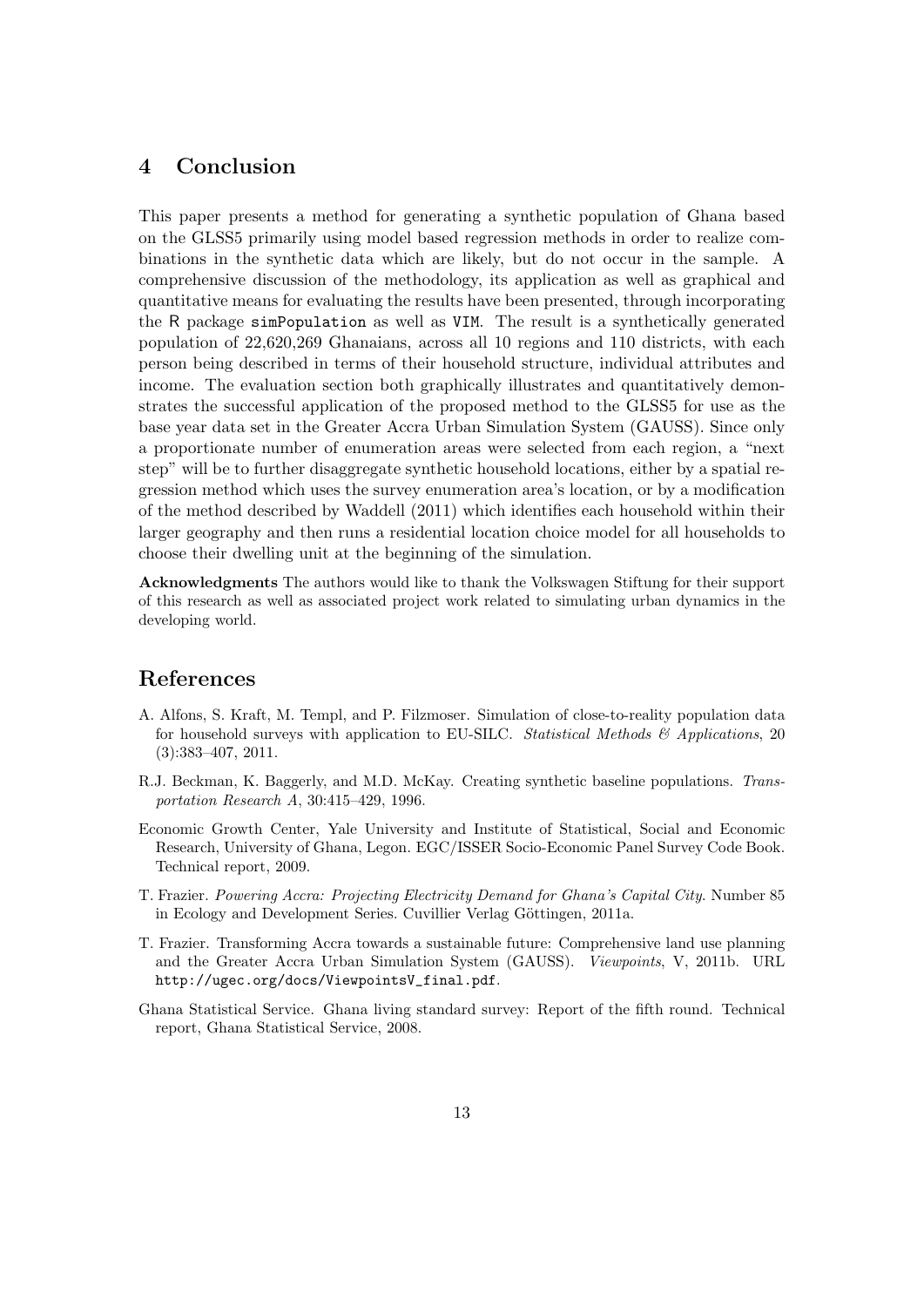## 4 Conclusion

This paper presents a method for generating a synthetic population of Ghana based on the GLSS5 primarily using model based regression methods in order to realize combinations in the synthetic data which are likely, but do not occur in the sample. A comprehensive discussion of the methodology, its application as well as graphical and quantitative means for evaluating the results have been presented, through incorporating the R package `simPopulation` as well as `VIM`. The result is a synthetically generated population of 22,620,269 Ghanaians, across all 10 regions and 110 districts, with each person being described in terms of their household structure, individual attributes and income. The evaluation section both graphically illustrates and quantitatively demonstrates the successful application of the proposed method to the GLSS5 for use as the base year data set in the Greater Accra Urban Simulation System (GAUSS). Since only a proportionate number of enumeration areas were selected from each region, a "next step" will be to further disaggregate synthetic household locations, either by a spatial regression method which uses the survey enumeration area's location, or by a modification of the method described by Waddell (2011) which identifies each household within their larger geography and then runs a residential location choice model for all households to choose their dwelling unit at the beginning of the simulation.

**Acknowledgments** The authors would like to thank the Volkswagen Stiftung for their support of this research as well as associated project work related to simulating urban dynamics in the developing world.

## References

A. Alfons, S. Kraft, M. Templ, and P. Filzmoser. Simulation of close-to-reality population data for household surveys with application to EU-SILC. *Statistical Methods & Applications*, 20 (3):383–407, 2011.

R.J. Beckman, K. Baggerly, and M.D. McKay. Creating synthetic baseline populations. *Transportation Research A*, 30:415–429, 1996.

Economic Growth Center, Yale University and Institute of Statistical, Social and Economic Research, University of Ghana, Legon. EGC/ISSER Socio-Economic Panel Survey Code Book. Technical report, 2009.

T. Frazier. *Powering Accra: Projecting Electricity Demand for Ghana's Capital City*. Number 85 in Ecology and Development Series. Cuvillier Verlag Göttingen, 2011a.

T. Frazier. Transforming Accra towards a sustainable future: Comprehensive land use planning and the Greater Accra Urban Simulation System (GAUSS). *Viewpoints*, V, 2011b. URL `http://ugec.org/docs/ViewpointsV_final.pdf`.

Ghana Statistical Service. Ghana living standard survey: Report of the fifth round. Technical report, Ghana Statistical Service, 2008.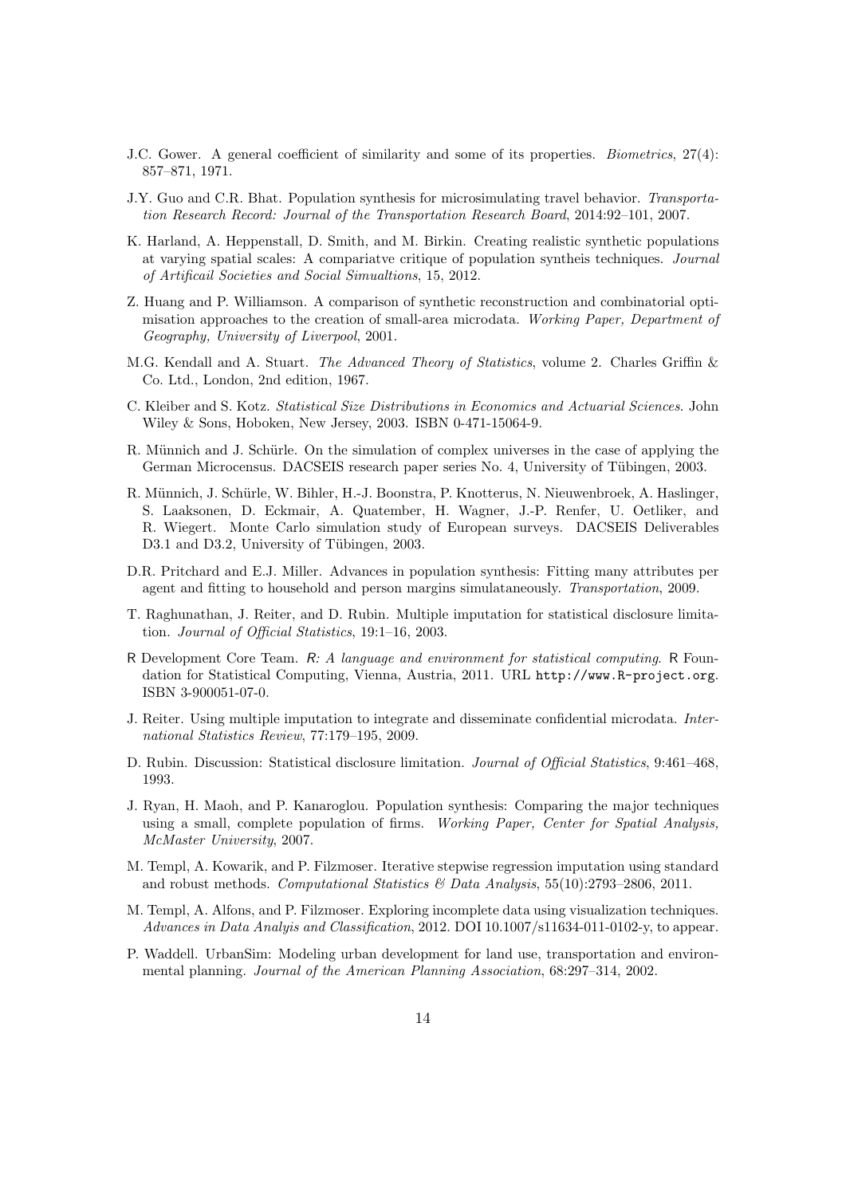J.C. Gower. A general coefficient of similarity and some of its properties. *Biometrics*, 27(4): 857–871, 1971.

J.Y. Guo and C.R. Bhat. Population synthesis for microsimulating travel behavior. *Transportation Research Record: Journal of the Transportation Research Board*, 2014:92–101, 2007.

K. Harland, A. Heppenstall, D. Smith, and M. Birkin. Creating realistic synthetic populations at varying spatial scales: A compariatve critique of population syntheis techniques. *Journal of Artificail Societies and Social Simualtions*, 15, 2012.

Z. Huang and P. Williamson. A comparison of synthetic reconstruction and combinatorial optimisation approaches to the creation of small-area microdata. *Working Paper, Department of Geography, University of Liverpool*, 2001.

M.G. Kendall and A. Stuart. *The Advanced Theory of Statistics*, volume 2. Charles Griffin & Co. Ltd., London, 2nd edition, 1967.

C. Kleiber and S. Kotz. *Statistical Size Distributions in Economics and Actuarial Sciences*. John Wiley & Sons, Hoboken, New Jersey, 2003. ISBN 0-471-15064-9.

R. Münnich and J. Schürle. On the simulation of complex universes in the case of applying the German Microcensus. DACSEIS research paper series No. 4, University of Tübingen, 2003.

R. Münnich, J. Schürle, W. Bihler, H.-J. Boonstra, P. Knotterus, N. Nieuwenbroek, A. Haslinger, S. Laaksonen, D. Eckmair, A. Quatember, H. Wagner, J.-P. Renfer, U. Oetliker, and R. Wiegert. Monte Carlo simulation study of European surveys. DACSEIS Deliverables D3.1 and D3.2, University of Tübingen, 2003.

D.R. Pritchard and E.J. Miller. Advances in population synthesis: Fitting many attributes per agent and fitting to household and person margins simulataneously. *Transportation*, 2009.

T. Raghunathan, J. Reiter, and D. Rubin. Multiple imputation for statistical disclosure limitation. *Journal of Official Statistics*, 19:1–16, 2003.

R Development Core Team. *R: A language and environment for statistical computing*. R Foundation for Statistical Computing, Vienna, Austria, 2011. URL http://www.R-project.org. ISBN 3-900051-07-0.

J. Reiter. Using multiple imputation to integrate and disseminate confidential microdata. *International Statistics Review*, 77:179–195, 2009.

D. Rubin. Discussion: Statistical disclosure limitation. *Journal of Official Statistics*, 9:461–468, 1993.

J. Ryan, H. Maoh, and P. Kanaroglou. Population synthesis: Comparing the major techniques using a small, complete population of firms. *Working Paper, Center for Spatial Analysis, McMaster University*, 2007.

M. Templ, A. Kowarik, and P. Filzmoser. Iterative stepwise regression imputation using standard and robust methods. *Computational Statistics & Data Analysis*, 55(10):2793–2806, 2011.

M. Templ, A. Alfons, and P. Filzmoser. Exploring incomplete data using visualization techniques. *Advances in Data Analyis and Classification*, 2012. DOI 10.1007/s11634-011-0102-y, to appear.

P. Waddell. UrbanSim: Modeling urban development for land use, transportation and environmental planning. *Journal of the American Planning Association*, 68:297–314, 2002.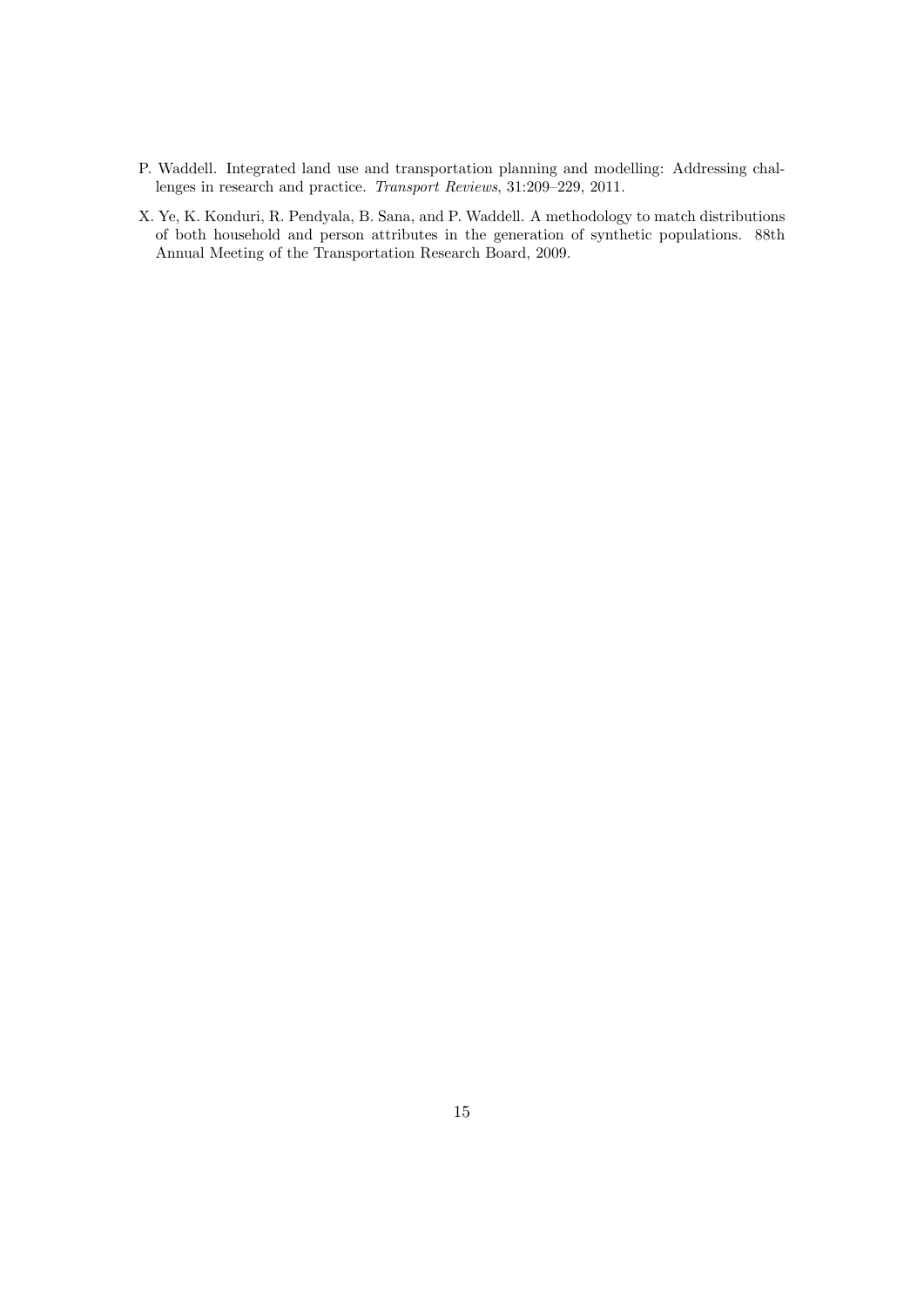P. Waddell. Integrated land use and transportation planning and modelling: Addressing challenges in research and practice. *Transport Reviews*, 31:209–229, 2011.

X. Ye, K. Konduri, R. Pendyala, B. Sana, and P. Waddell. A methodology to match distributions of both household and person attributes in the generation of synthetic populations. 88th Annual Meeting of the Transportation Research Board, 2009.